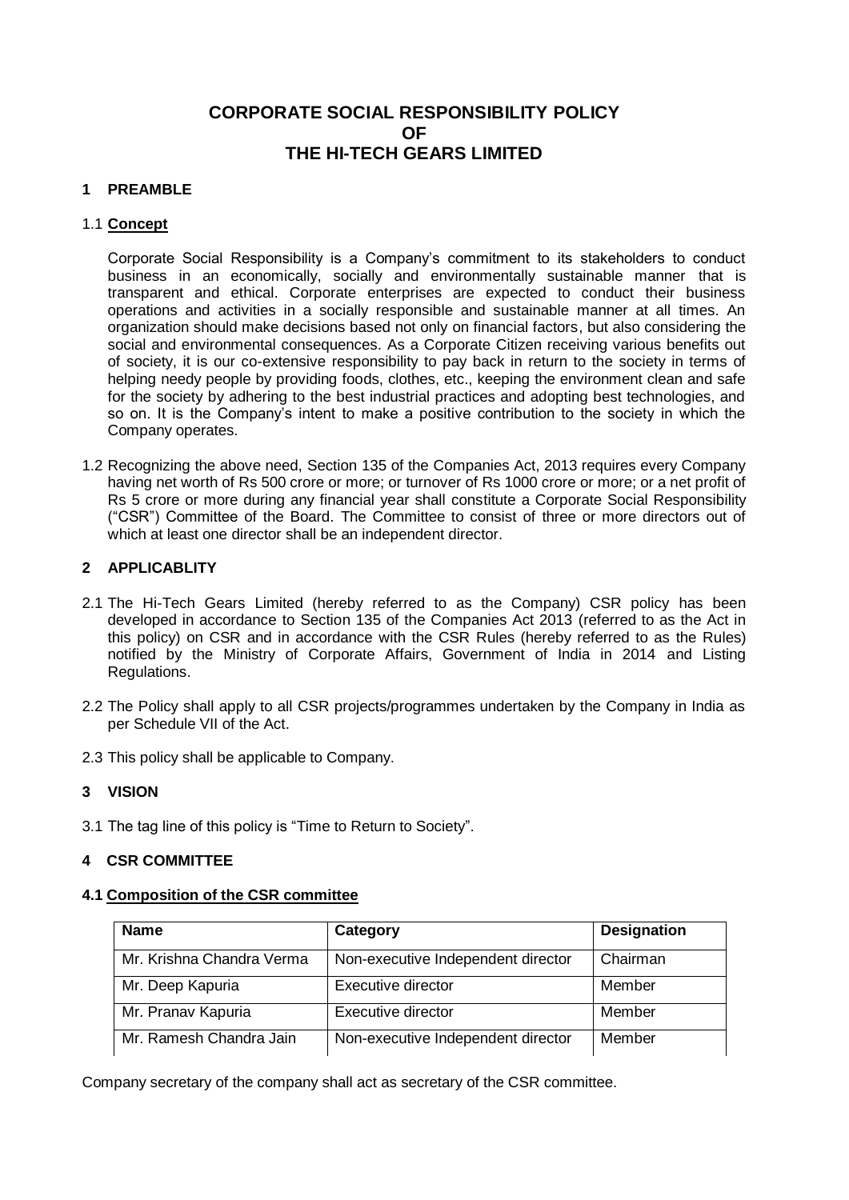# CORPORATE SOCIAL RESPONSIBILITY POLICY OF THE HI-TECH GEARS LIMITED

## 1 PREAMBLE

### 1.1 **Concept**

Corporate Social Responsibility is a Company's commitment to its stakeholders to conduct business in an economically, socially and environmentally sustainable manner that is transparent and ethical. Corporate enterprises are expected to conduct their business operations and activities in a socially responsible and sustainable manner at all times. An organization should make decisions based not only on financial factors, but also considering the social and environmental consequences. As a Corporate Citizen receiving various benefits out of society, it is our co-extensive responsibility to pay back in return to the society in terms of helping needy people by providing foods, clothes, etc., keeping the environment clean and safe for the society by adhering to the best industrial practices and adopting best technologies, and so on. It is the Company's intent to make a positive contribution to the society in which the Company operates.

1.2 Recognizing the above need, Section 135 of the Companies Act, 2013 requires every Company having net worth of Rs 500 crore or more; or turnover of Rs 1000 crore or more; or a net profit of Rs 5 crore or more during any financial year shall constitute a Corporate Social Responsibility ("CSR") Committee of the Board. The Committee to consist of three or more directors out of which at least one director shall be an independent director.

## 2 APPLICABLITY

2.1 The Hi-Tech Gears Limited (hereby referred to as the Company) CSR policy has been developed in accordance to Section 135 of the Companies Act 2013 (referred to as the Act in this policy) on CSR and in accordance with the CSR Rules (hereby referred to as the Rules) notified by the Ministry of Corporate Affairs, Government of India in 2014 and Listing Regulations.

2.2 The Policy shall apply to all CSR projects/programmes undertaken by the Company in India as per Schedule VII of the Act.

2.3 This policy shall be applicable to Company.

## 3 VISION

3.1 The tag line of this policy is "Time to Return to Society".

## 4 CSR COMMITTEE

### 4.1 Composition of the CSR committee

| Name | Category | Designation |
|---|---|---|
| Mr. Krishna Chandra Verma | Non-executive Independent director | Chairman |
| Mr. Deep Kapuria | Executive director | Member |
| Mr. Pranav Kapuria | Executive director | Member |
| Mr. Ramesh Chandra Jain | Non-executive Independent director | Member |

Company secretary of the company shall act as secretary of the CSR committee.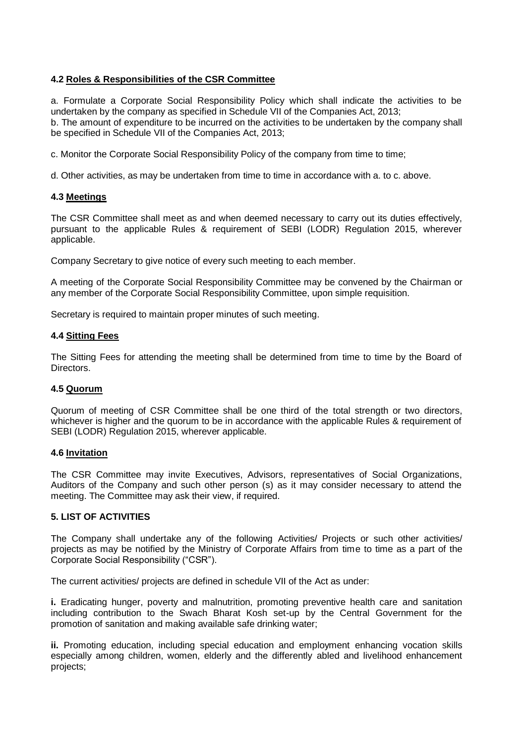### 4.2 Roles & Responsibilities of the CSR Committee

a. Formulate a Corporate Social Responsibility Policy which shall indicate the activities to be undertaken by the company as specified in Schedule VII of the Companies Act, 2013;
b. The amount of expenditure to be incurred on the activities to be undertaken by the company shall be specified in Schedule VII of the Companies Act, 2013;

c. Monitor the Corporate Social Responsibility Policy of the company from time to time;

d. Other activities, as may be undertaken from time to time in accordance with a. to c. above.

### 4.3 Meetings

The CSR Committee shall meet as and when deemed necessary to carry out its duties effectively, pursuant to the applicable Rules & requirement of SEBI (LODR) Regulation 2015, wherever applicable.

Company Secretary to give notice of every such meeting to each member.

A meeting of the Corporate Social Responsibility Committee may be convened by the Chairman or any member of the Corporate Social Responsibility Committee, upon simple requisition.

Secretary is required to maintain proper minutes of such meeting.

### 4.4 Sitting Fees

The Sitting Fees for attending the meeting shall be determined from time to time by the Board of Directors.

### 4.5 Quorum

Quorum of meeting of CSR Committee shall be one third of the total strength or two directors, whichever is higher and the quorum to be in accordance with the applicable Rules & requirement of SEBI (LODR) Regulation 2015, wherever applicable.

### 4.6 Invitation

The CSR Committee may invite Executives, Advisors, representatives of Social Organizations, Auditors of the Company and such other person (s) as it may consider necessary to attend the meeting. The Committee may ask their view, if required.

## 5. LIST OF ACTIVITIES

The Company shall undertake any of the following Activities/ Projects or such other activities/ projects as may be notified by the Ministry of Corporate Affairs from time to time as a part of the Corporate Social Responsibility ("CSR").

The current activities/ projects are defined in schedule VII of the Act as under:

**i.** Eradicating hunger, poverty and malnutrition, promoting preventive health care and sanitation including contribution to the Swach Bharat Kosh set-up by the Central Government for the promotion of sanitation and making available safe drinking water;

**ii.** Promoting education, including special education and employment enhancing vocation skills especially among children, women, elderly and the differently abled and livelihood enhancement projects;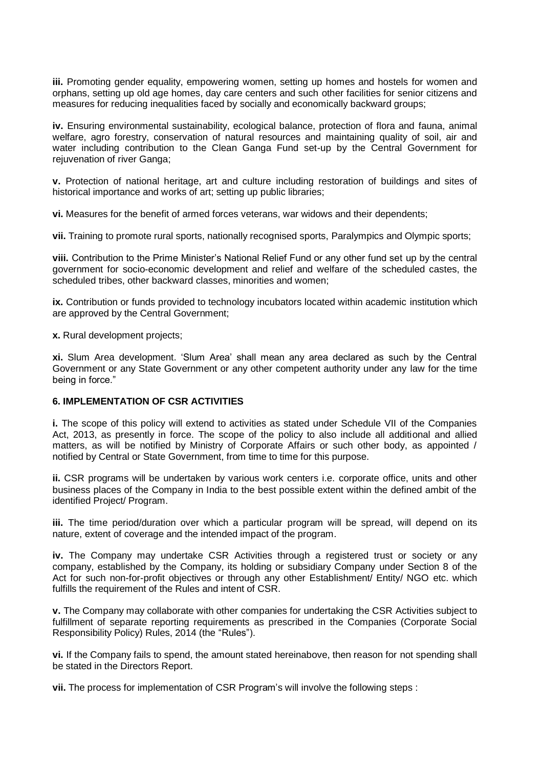**iii.** Promoting gender equality, empowering women, setting up homes and hostels for women and orphans, setting up old age homes, day care centers and such other facilities for senior citizens and measures for reducing inequalities faced by socially and economically backward groups;

**iv.** Ensuring environmental sustainability, ecological balance, protection of flora and fauna, animal welfare, agro forestry, conservation of natural resources and maintaining quality of soil, air and water including contribution to the Clean Ganga Fund set-up by the Central Government for rejuvenation of river Ganga;

**v.** Protection of national heritage, art and culture including restoration of buildings and sites of historical importance and works of art; setting up public libraries;

**vi.** Measures for the benefit of armed forces veterans, war widows and their dependents;

**vii.** Training to promote rural sports, nationally recognised sports, Paralympics and Olympic sports;

**viii.** Contribution to the Prime Minister's National Relief Fund or any other fund set up by the central government for socio-economic development and relief and welfare of the scheduled castes, the scheduled tribes, other backward classes, minorities and women;

**ix.** Contribution or funds provided to technology incubators located within academic institution which are approved by the Central Government;

**x.** Rural development projects;

**xi.** Slum Area development. 'Slum Area' shall mean any area declared as such by the Central Government or any State Government or any other competent authority under any law for the time being in force."

### 6. IMPLEMENTATION OF CSR ACTIVITIES

**i.** The scope of this policy will extend to activities as stated under Schedule VII of the Companies Act, 2013, as presently in force. The scope of the policy to also include all additional and allied matters, as will be notified by Ministry of Corporate Affairs or such other body, as appointed / notified by Central or State Government, from time to time for this purpose.

**ii.** CSR programs will be undertaken by various work centers i.e. corporate office, units and other business places of the Company in India to the best possible extent within the defined ambit of the identified Project/ Program.

**iii.** The time period/duration over which a particular program will be spread, will depend on its nature, extent of coverage and the intended impact of the program.

**iv.** The Company may undertake CSR Activities through a registered trust or society or any company, established by the Company, its holding or subsidiary Company under Section 8 of the Act for such non-for-profit objectives or through any other Establishment/ Entity/ NGO etc. which fulfills the requirement of the Rules and intent of CSR.

**v.** The Company may collaborate with other companies for undertaking the CSR Activities subject to fulfillment of separate reporting requirements as prescribed in the Companies (Corporate Social Responsibility Policy) Rules, 2014 (the "Rules").

**vi.** If the Company fails to spend, the amount stated hereinabove, then reason for not spending shall be stated in the Directors Report.

**vii.** The process for implementation of CSR Program's will involve the following steps :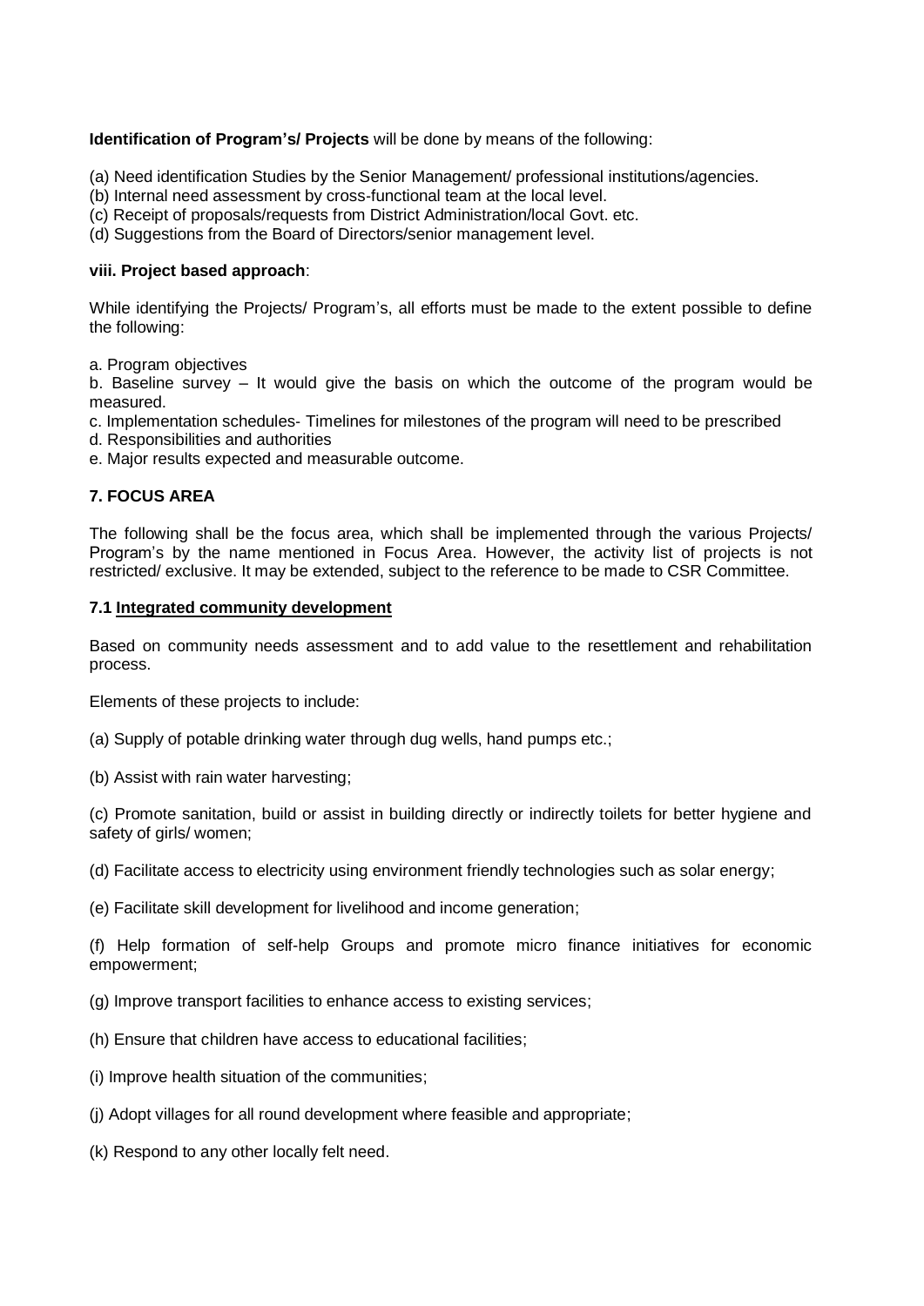**Identification of Program's/ Projects** will be done by means of the following:

(a) Need identification Studies by the Senior Management/ professional institutions/agencies.
(b) Internal need assessment by cross-functional team at the local level.
(c) Receipt of proposals/requests from District Administration/local Govt. etc.
(d) Suggestions from the Board of Directors/senior management level.

**viii. Project based approach**:

While identifying the Projects/ Program's, all efforts must be made to the extent possible to define the following:

a. Program objectives
b. Baseline survey – It would give the basis on which the outcome of the program would be measured.
c. Implementation schedules- Timelines for milestones of the program will need to be prescribed
d. Responsibilities and authorities
e. Major results expected and measurable outcome.

## 7. FOCUS AREA

The following shall be the focus area, which shall be implemented through the various Projects/ Program's by the name mentioned in Focus Area. However, the activity list of projects is not restricted/ exclusive. It may be extended, subject to the reference to be made to CSR Committee.

### 7.1 Integrated community development

Based on community needs assessment and to add value to the resettlement and rehabilitation process.

Elements of these projects to include:

(a) Supply of potable drinking water through dug wells, hand pumps etc.;

(b) Assist with rain water harvesting;

(c) Promote sanitation, build or assist in building directly or indirectly toilets for better hygiene and safety of girls/ women;

(d) Facilitate access to electricity using environment friendly technologies such as solar energy;

(e) Facilitate skill development for livelihood and income generation;

(f) Help formation of self-help Groups and promote micro finance initiatives for economic empowerment;

(g) Improve transport facilities to enhance access to existing services;

(h) Ensure that children have access to educational facilities;

(i) Improve health situation of the communities;

(j) Adopt villages for all round development where feasible and appropriate;

(k) Respond to any other locally felt need.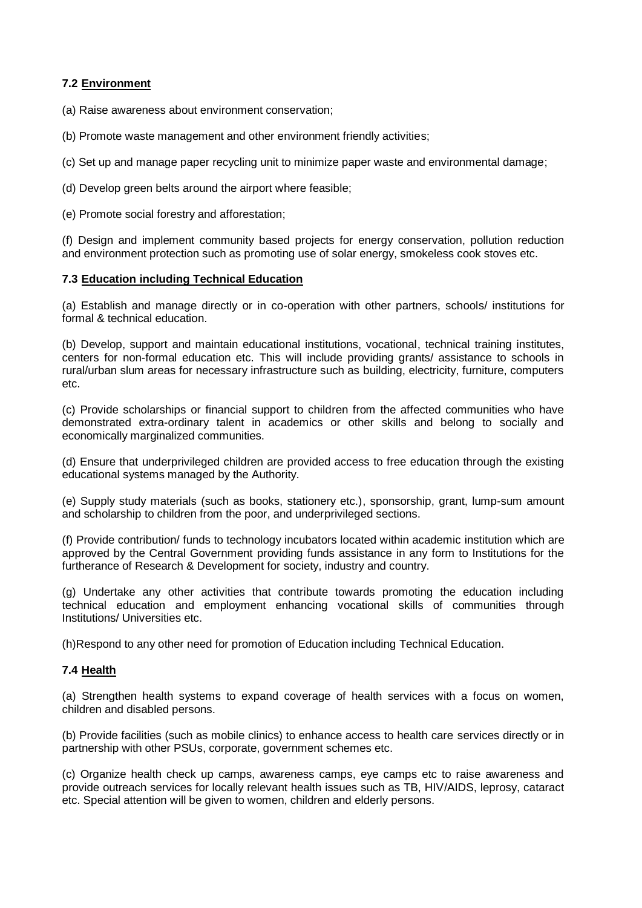### 7.2 <u>Environment</u>

(a) Raise awareness about environment conservation;

(b) Promote waste management and other environment friendly activities;

(c) Set up and manage paper recycling unit to minimize paper waste and environmental damage;

(d) Develop green belts around the airport where feasible;

(e) Promote social forestry and afforestation;

(f) Design and implement community based projects for energy conservation, pollution reduction and environment protection such as promoting use of solar energy, smokeless cook stoves etc.

### 7.3 <u>Education including Technical Education</u>

(a) Establish and manage directly or in co-operation with other partners, schools/ institutions for formal & technical education.

(b) Develop, support and maintain educational institutions, vocational, technical training institutes, centers for non-formal education etc. This will include providing grants/ assistance to schools in rural/urban slum areas for necessary infrastructure such as building, electricity, furniture, computers etc.

(c) Provide scholarships or financial support to children from the affected communities who have demonstrated extra-ordinary talent in academics or other skills and belong to socially and economically marginalized communities.

(d) Ensure that underprivileged children are provided access to free education through the existing educational systems managed by the Authority.

(e) Supply study materials (such as books, stationery etc.), sponsorship, grant, lump-sum amount and scholarship to children from the poor, and underprivileged sections.

(f) Provide contribution/ funds to technology incubators located within academic institution which are approved by the Central Government providing funds assistance in any form to Institutions for the furtherance of Research & Development for society, industry and country.

(g) Undertake any other activities that contribute towards promoting the education including technical education and employment enhancing vocational skills of communities through Institutions/ Universities etc.

(h)Respond to any other need for promotion of Education including Technical Education.

### 7.4 <u>Health</u>

(a) Strengthen health systems to expand coverage of health services with a focus on women, children and disabled persons.

(b) Provide facilities (such as mobile clinics) to enhance access to health care services directly or in partnership with other PSUs, corporate, government schemes etc.

(c) Organize health check up camps, awareness camps, eye camps etc to raise awareness and provide outreach services for locally relevant health issues such as TB, HIV/AIDS, leprosy, cataract etc. Special attention will be given to women, children and elderly persons.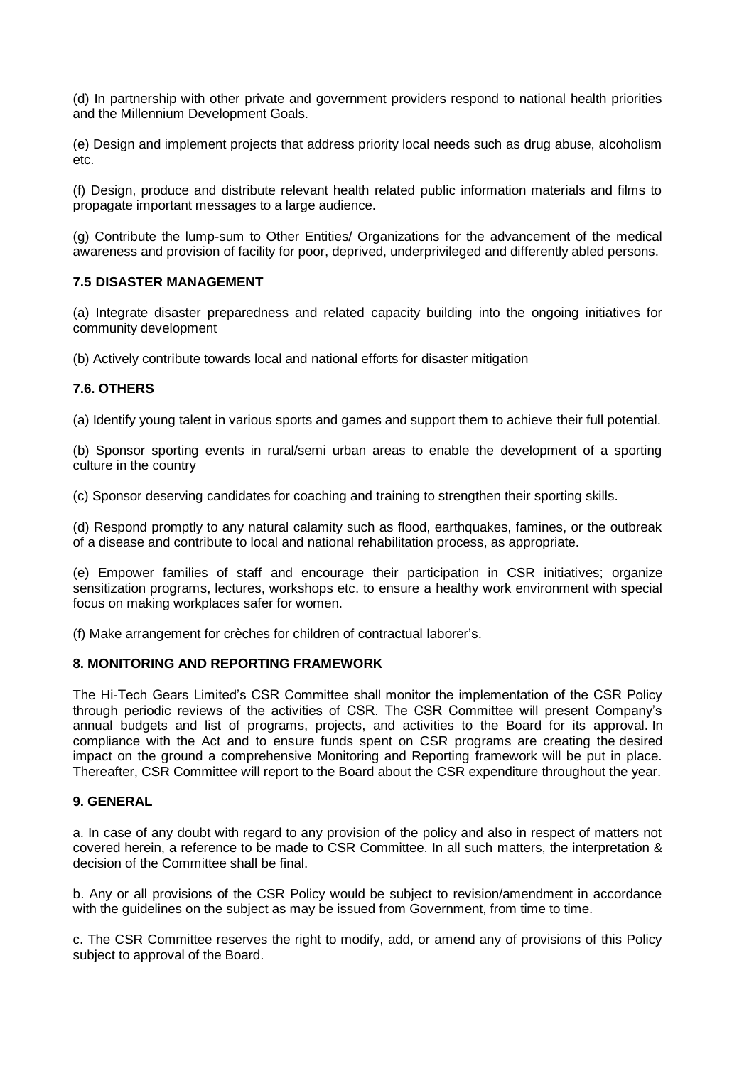(d) In partnership with other private and government providers respond to national health priorities and the Millennium Development Goals.

(e) Design and implement projects that address priority local needs such as drug abuse, alcoholism etc.

(f) Design, produce and distribute relevant health related public information materials and films to propagate important messages to a large audience.

(g) Contribute the lump-sum to Other Entities/ Organizations for the advancement of the medical awareness and provision of facility for poor, deprived, underprivileged and differently abled persons.

### 7.5 DISASTER MANAGEMENT

(a) Integrate disaster preparedness and related capacity building into the ongoing initiatives for community development

(b) Actively contribute towards local and national efforts for disaster mitigation

### 7.6. OTHERS

(a) Identify young talent in various sports and games and support them to achieve their full potential.

(b) Sponsor sporting events in rural/semi urban areas to enable the development of a sporting culture in the country

(c) Sponsor deserving candidates for coaching and training to strengthen their sporting skills.

(d) Respond promptly to any natural calamity such as flood, earthquakes, famines, or the outbreak of a disease and contribute to local and national rehabilitation process, as appropriate.

(e) Empower families of staff and encourage their participation in CSR initiatives; organize sensitization programs, lectures, workshops etc. to ensure a healthy work environment with special focus on making workplaces safer for women.

(f) Make arrangement for crèches for children of contractual laborer's.

## 8. MONITORING AND REPORTING FRAMEWORK

The Hi-Tech Gears Limited's CSR Committee shall monitor the implementation of the CSR Policy through periodic reviews of the activities of CSR. The CSR Committee will present Company's annual budgets and list of programs, projects, and activities to the Board for its approval. In compliance with the Act and to ensure funds spent on CSR programs are creating the desired impact on the ground a comprehensive Monitoring and Reporting framework will be put in place. Thereafter, CSR Committee will report to the Board about the CSR expenditure throughout the year.

## 9. GENERAL

a. In case of any doubt with regard to any provision of the policy and also in respect of matters not covered herein, a reference to be made to CSR Committee. In all such matters, the interpretation & decision of the Committee shall be final.

b. Any or all provisions of the CSR Policy would be subject to revision/amendment in accordance with the guidelines on the subject as may be issued from Government, from time to time.

c. The CSR Committee reserves the right to modify, add, or amend any of provisions of this Policy subject to approval of the Board.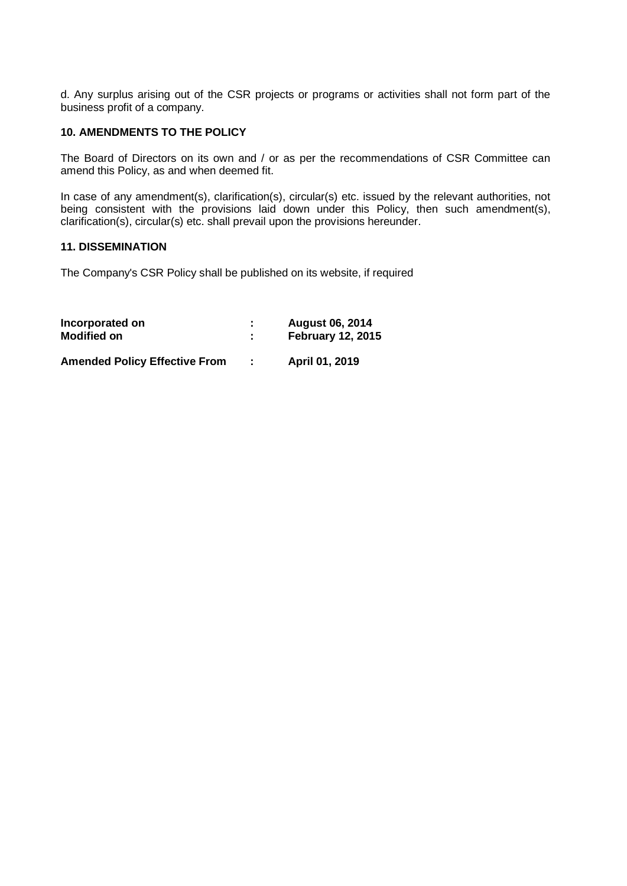d. Any surplus arising out of the CSR projects or programs or activities shall not form part of the business profit of a company.

### 10. AMENDMENTS TO THE POLICY

The Board of Directors on its own and / or as per the recommendations of CSR Committee can amend this Policy, as and when deemed fit.

In case of any amendment(s), clarification(s), circular(s) etc. issued by the relevant authorities, not being consistent with the provisions laid down under this Policy, then such amendment(s), clarification(s), circular(s) etc. shall prevail upon the provisions hereunder.

### 11. DISSEMINATION

The Company's CSR Policy shall be published on its website, if required

| | | |
|---|---|---|
| **Incorporated on** | **:** | **August 06, 2014** |
| **Modified on** | **:** | **February 12, 2015** |
| **Amended Policy Effective From** | **:** | **April 01, 2019** |